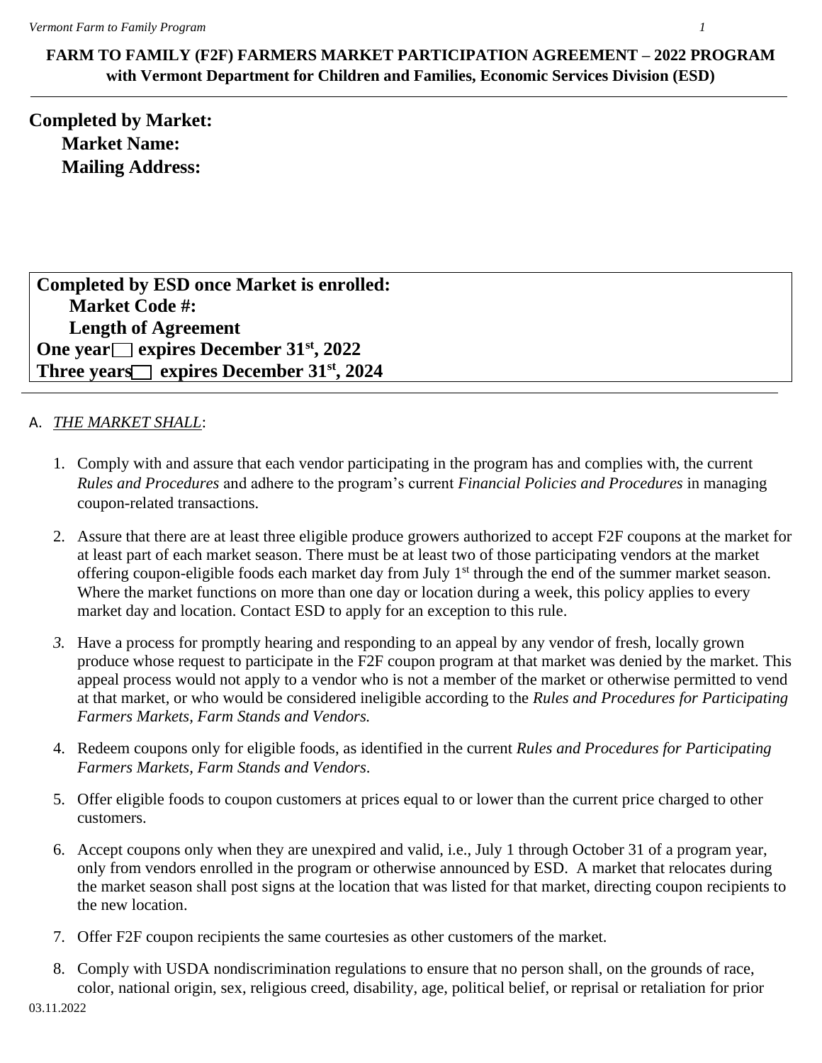**FARM TO FAMILY (F2F) FARMERS MARKET PARTICIPATION AGREEMENT – 2022 PROGRAM**
**with Vermont Department for Children and Families, Economic Services Division (ESD)**

---

## Completed by Market:

**Market Name:**

**Mailing Address:**

**Completed by ESD once Market is enrolled:**

**Market Code #:**

**Length of Agreement**

**One year ☐ expires December 31st, 2022**

**Three years ☐ expires December 31st, 2024**

---

A. *THE MARKET SHALL*:

1. Comply with and assure that each vendor participating in the program has and complies with, the current *Rules and Procedures* and adhere to the program's current *Financial Policies and Procedures* in managing coupon-related transactions.

2. Assure that there are at least three eligible produce growers authorized to accept F2F coupons at the market for at least part of each market season. There must be at least two of those participating vendors at the market offering coupon-eligible foods each market day from July 1st through the end of the summer market season. Where the market functions on more than one day or location during a week, this policy applies to every market day and location. Contact ESD to apply for an exception to this rule.

3. Have a process for promptly hearing and responding to an appeal by any vendor of fresh, locally grown produce whose request to participate in the F2F coupon program at that market was denied by the market. This appeal process would not apply to a vendor who is not a member of the market or otherwise permitted to vend at that market, or who would be considered ineligible according to the *Rules and Procedures for Participating Farmers Markets, Farm Stands and Vendors.*

4. Redeem coupons only for eligible foods, as identified in the current *Rules and Procedures for Participating Farmers Markets, Farm Stands and Vendors*.

5. Offer eligible foods to coupon customers at prices equal to or lower than the current price charged to other customers.

6. Accept coupons only when they are unexpired and valid, i.e., July 1 through October 31 of a program year, only from vendors enrolled in the program or otherwise announced by ESD. A market that relocates during the market season shall post signs at the location that was listed for that market, directing coupon recipients to the new location.

7. Offer F2F coupon recipients the same courtesies as other customers of the market.

8. Comply with USDA nondiscrimination regulations to ensure that no person shall, on the grounds of race, color, national origin, sex, religious creed, disability, age, political belief, or reprisal or retaliation for prior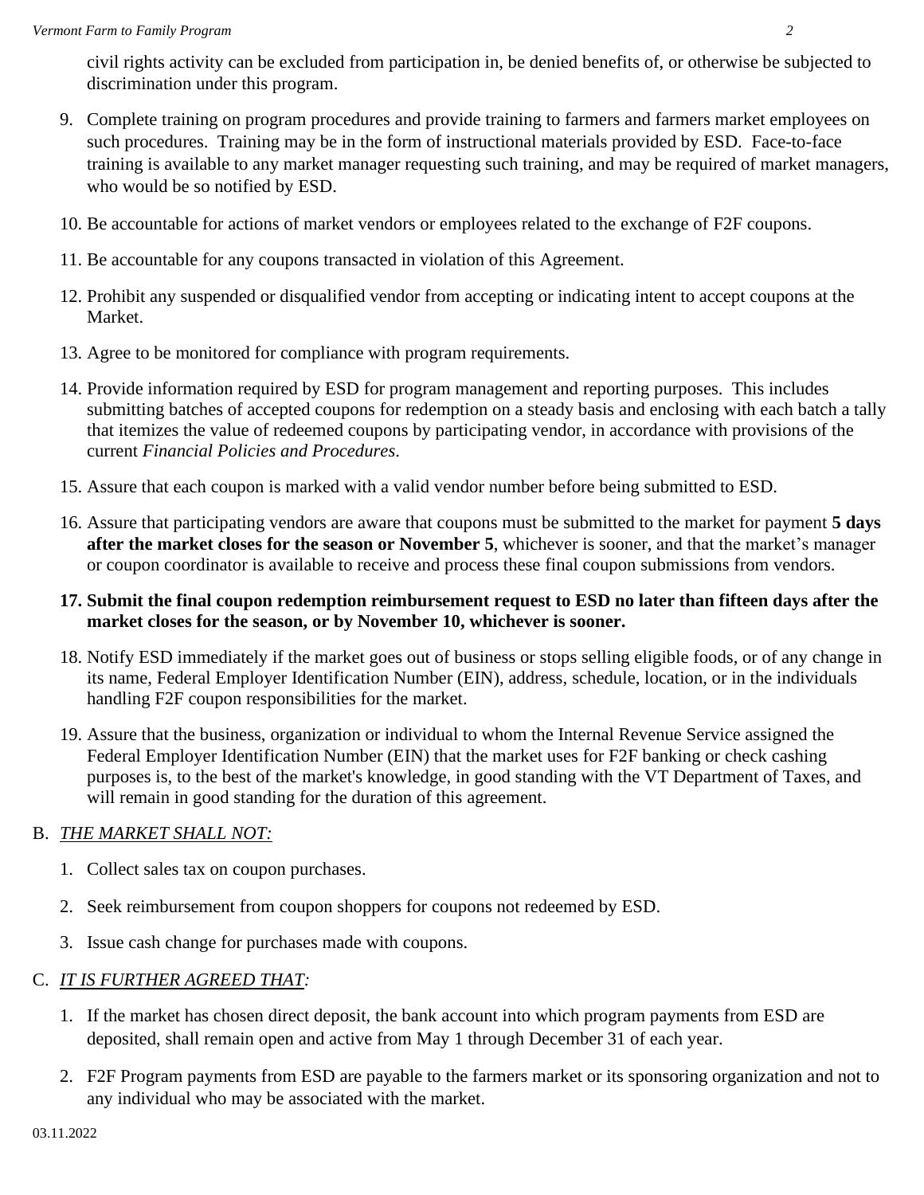civil rights activity can be excluded from participation in, be denied benefits of, or otherwise be subjected to discrimination under this program.

9. Complete training on program procedures and provide training to farmers and farmers market employees on such procedures. Training may be in the form of instructional materials provided by ESD. Face-to-face training is available to any market manager requesting such training, and may be required of market managers, who would be so notified by ESD.

10. Be accountable for actions of market vendors or employees related to the exchange of F2F coupons.

11. Be accountable for any coupons transacted in violation of this Agreement.

12. Prohibit any suspended or disqualified vendor from accepting or indicating intent to accept coupons at the Market.

13. Agree to be monitored for compliance with program requirements.

14. Provide information required by ESD for program management and reporting purposes. This includes submitting batches of accepted coupons for redemption on a steady basis and enclosing with each batch a tally that itemizes the value of redeemed coupons by participating vendor, in accordance with provisions of the current *Financial Policies and Procedures*.

15. Assure that each coupon is marked with a valid vendor number before being submitted to ESD.

16. Assure that participating vendors are aware that coupons must be submitted to the market for payment **5 days after the market closes for the season or November 5**, whichever is sooner, and that the market's manager or coupon coordinator is available to receive and process these final coupon submissions from vendors.

17. **Submit the final coupon redemption reimbursement request to ESD no later than fifteen days after the market closes for the season, or by November 10, whichever is sooner.**

18. Notify ESD immediately if the market goes out of business or stops selling eligible foods, or of any change in its name, Federal Employer Identification Number (EIN), address, schedule, location, or in the individuals handling F2F coupon responsibilities for the market.

19. Assure that the business, organization or individual to whom the Internal Revenue Service assigned the Federal Employer Identification Number (EIN) that the market uses for F2F banking or check cashing purposes is, to the best of the market's knowledge, in good standing with the VT Department of Taxes, and will remain in good standing for the duration of this agreement.

B. *THE MARKET SHALL NOT:*

1. Collect sales tax on coupon purchases.

2. Seek reimbursement from coupon shoppers for coupons not redeemed by ESD.

3. Issue cash change for purchases made with coupons.

C. *IT IS FURTHER AGREED THAT:*

1. If the market has chosen direct deposit, the bank account into which program payments from ESD are deposited, shall remain open and active from May 1 through December 31 of each year.

2. F2F Program payments from ESD are payable to the farmers market or its sponsoring organization and not to any individual who may be associated with the market.

03.11.2022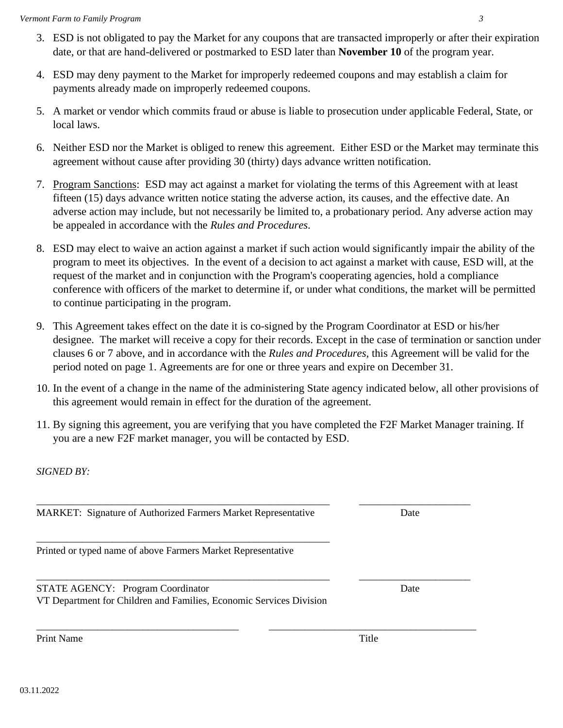3. ESD is not obligated to pay the Market for any coupons that are transacted improperly or after their expiration date, or that are hand-delivered or postmarked to ESD later than **November 10** of the program year.

4. ESD may deny payment to the Market for improperly redeemed coupons and may establish a claim for payments already made on improperly redeemed coupons.

5. A market or vendor which commits fraud or abuse is liable to prosecution under applicable Federal, State, or local laws.

6. Neither ESD nor the Market is obliged to renew this agreement. Either ESD or the Market may terminate this agreement without cause after providing 30 (thirty) days advance written notification.

7. Program Sanctions: ESD may act against a market for violating the terms of this Agreement with at least fifteen (15) days advance written notice stating the adverse action, its causes, and the effective date. An adverse action may include, but not necessarily be limited to, a probationary period. Any adverse action may be appealed in accordance with the *Rules and Procedures*.

8. ESD may elect to waive an action against a market if such action would significantly impair the ability of the program to meet its objectives. In the event of a decision to act against a market with cause, ESD will, at the request of the market and in conjunction with the Program's cooperating agencies, hold a compliance conference with officers of the market to determine if, or under what conditions, the market will be permitted to continue participating in the program.

9. This Agreement takes effect on the date it is co-signed by the Program Coordinator at ESD or his/her designee. The market will receive a copy for their records. Except in the case of termination or sanction under clauses 6 or 7 above, and in accordance with the *Rules and Procedures*, this Agreement will be valid for the period noted on page 1. Agreements are for one or three years and expire on December 31.

10. In the event of a change in the name of the administering State agency indicated below, all other provisions of this agreement would remain in effect for the duration of the agreement.

11. By signing this agreement, you are verifying that you have completed the F2F Market Manager training. If you are a new F2F market manager, you will be contacted by ESD.

*SIGNED BY:*

\_\_\_\_\_\_\_\_\_\_\_\_\_\_\_\_\_\_\_\_\_\_\_\_\_\_\_\_\_\_\_\_\_\_\_\_\_\_\_\_\_\_\_\_\_\_\_\_ \_\_\_\_\_\_\_\_\_\_\_\_\_\_\_\_\_\_\_\_
MARKET: Signature of Authorized Farmers Market Representative Date

\_\_\_\_\_\_\_\_\_\_\_\_\_\_\_\_\_\_\_\_\_\_\_\_\_\_\_\_\_\_\_\_\_\_\_\_\_\_\_\_\_\_\_\_\_\_\_\_
Printed or typed name of above Farmers Market Representative

\_\_\_\_\_\_\_\_\_\_\_\_\_\_\_\_\_\_\_\_\_\_\_\_\_\_\_\_\_\_\_\_\_\_\_\_\_\_\_\_\_\_\_\_\_\_\_\_ \_\_\_\_\_\_\_\_\_\_\_\_\_\_\_\_\_\_\_\_
STATE AGENCY: Program Coordinator Date
VT Department for Children and Families, Economic Services Division

\_\_\_\_\_\_\_\_\_\_\_\_\_\_\_\_\_\_\_\_\_\_\_\_\_\_\_\_\_\_\_\_\_\_ \_\_\_\_\_\_\_\_\_\_\_\_\_\_\_\_\_\_\_\_\_\_\_\_\_\_\_\_\_\_\_\_\_\_
Print Name Title

03.11.2022